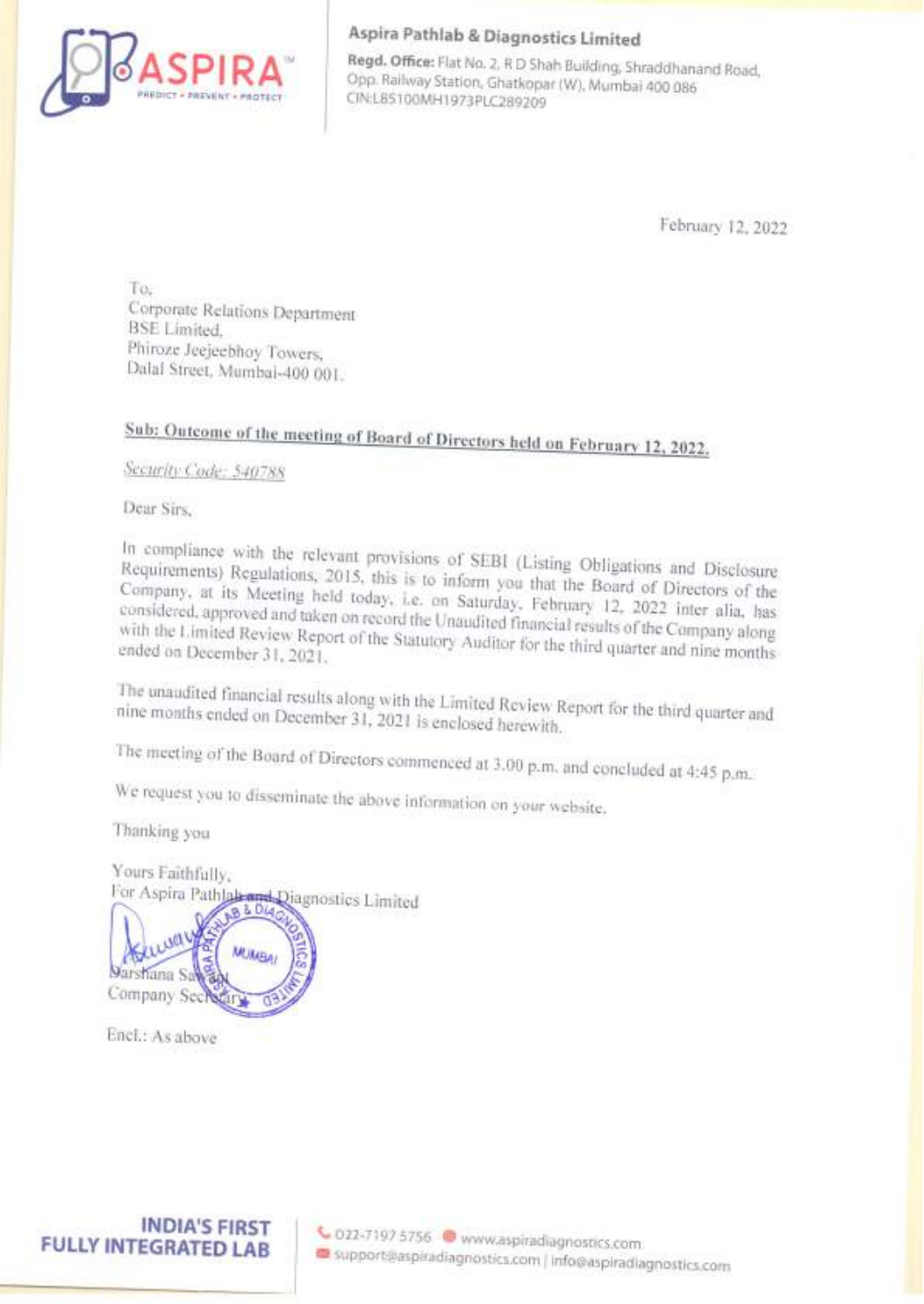**Aspira Pathlab & Diagnostics Limited**

**Regd. Office:** Flat No. 2, R D Shah Building, Shraddhanand Road, Opp. Railway Station, Ghatkopar (W), Mumbai 400 086

CIN:L85100MH1973PLC289209

February 12, 2022

To,
Corporate Relations Department
BSE Limited,
Phiroze Jeejeebhoy Towers,
Dalal Street, Mumbai-400 001.

**Sub: Outcome of the meeting of Board of Directors held on February 12, 2022.**

*Security Code: 540788*

Dear Sirs,

In compliance with the relevant provisions of SEBI (Listing Obligations and Disclosure Requirements) Regulations, 2015, this is to inform you that the Board of Directors of the Company, at its Meeting held today, i.e. on Saturday, February 12, 2022 inter alia, has considered, approved and taken on record the Unaudited financial results of the Company along with the Limited Review Report of the Statutory Auditor for the third quarter and nine months ended on December 31, 2021.

The unaudited financial results along with the Limited Review Report for the third quarter and nine months ended on December 31, 2021 is enclosed herewith.

The meeting of the Board of Directors commenced at 3.00 p.m. and concluded at 4:45 p.m.

We request you to disseminate the above information on your website.

Thanking you

Yours Faithfully,
For Aspira Pathlab and Diagnostics Limited

Darshana Sawant
Company Secretary

Encl.: As above

**INDIA'S FIRST FULLY INTEGRATED LAB**

022-7197 5756 | www.aspiradiagnostics.com
support@aspiradiagnostics.com | info@aspiradiagnostics.com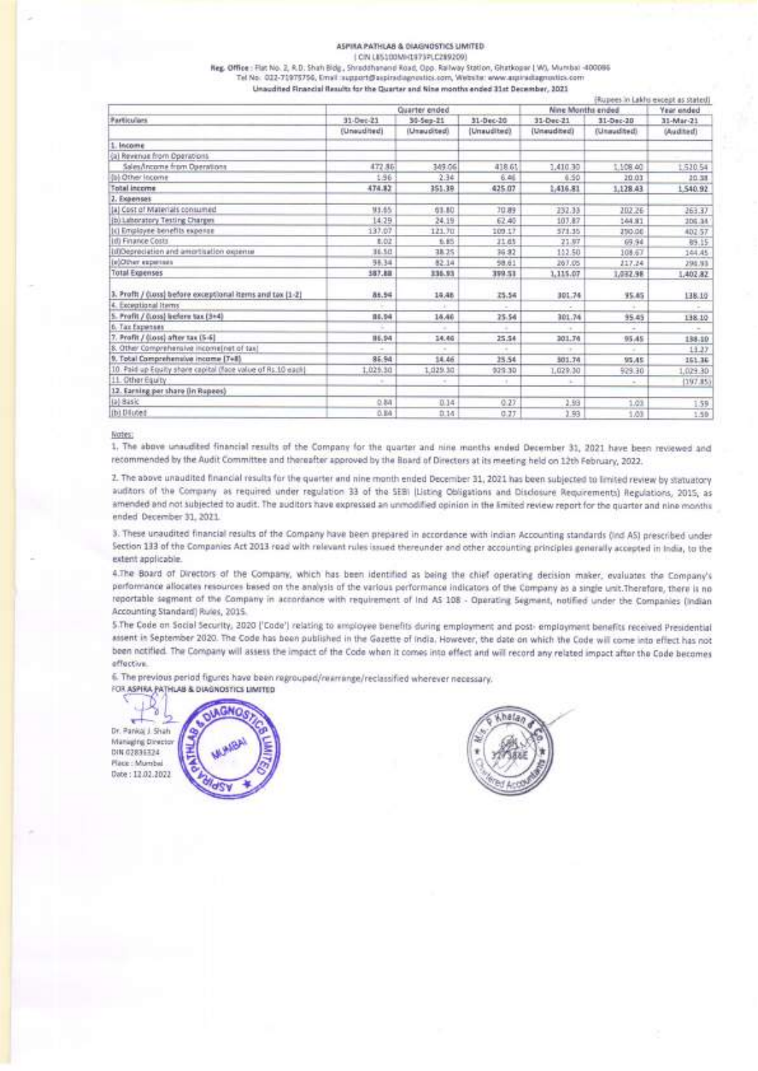# ASPIRA PATHLAB & DIAGNOSTICS LIMITED

( CIN L85100MH1973PLC289209)

**Reg. Office :** Flat No. 2, R.D. Shah Bldg., Shraddhanand Road, Opp. Railway Station, Ghatkopar ( W), Mumbai -400086

Tel No. 022-71975756, Email :support@aspiradiagnostics.com, Website: www.aspiradiagnostics.com

**Unaudited Financial Results for the Quarter and Nine months ended 31st December, 2021**

(Rupees in Lakhs except as stated)

| Particulars | Quarter ended | | | Nine Months ended | | Year ended |
|---|---|---|---|---|---|---|
| | 31-Dec-21 | 30-Sep-21 | 31-Dec-20 | 31-Dec-21 | 31-Dec-20 | 31-Mar-21 |
| | (Unaudited) | (Unaudited) | (Unaudited) | (Unaudited) | (Unaudited) | (Audited) |
| **1. Income** | | | | | | |
| (a) Revenue from Operations | | | | | | |
| Sales/Income from Operations | 472.86 | 349.06 | 418.61 | 1,410.30 | 1,108.40 | 1,520.54 |
| (b) Other Income | 1.96 | 2.34 | 6.46 | 6.50 | 20.03 | 20.38 |
| **Total income** | 474.82 | 351.39 | 425.07 | 1,416.81 | 1,128.43 | 1,540.92 |
| **2. Expenses** | | | | | | |
| (a) Cost of Materials consumed | 93.65 | 63.80 | 70.89 | 232.33 | 202.26 | 263.37 |
| (b) Laboratory Testing Charges | 14.29 | 24.19 | 62.40 | 107.87 | 144.81 | 206.34 |
| (c) Employee benefits expense | 137.07 | 121.70 | 109.17 | 373.35 | 290.06 | 402.57 |
| (d) Finance Costs | 8.02 | 6.85 | 21.65 | 21.97 | 69.94 | 89.15 |
| (d)Depreciation and amortisation expense | 36.50 | 38.25 | 36.82 | 112.50 | 108.67 | 144.45 |
| (e)Other expenses | 98.34 | 82.14 | 98.61 | 267.05 | 217.24 | 296.93 |
| **Total Expenses** | 387.88 | 336.93 | 399.53 | 1,115.07 | 1,032.98 | 1,402.82 |
| 3. Profit / (Loss) before exceptional items and tax (1-2) | 86.94 | 14.46 | 25.54 | 301.74 | 95.45 | 138.10 |
| 4. Exceptional Items | - | - | - | - | - | - |
| 5. Profit / (Loss) before tax (3+4) | 86.94 | 14.46 | 25.54 | 301.74 | 95.45 | 138.10 |
| 6. Tax Expenses | - | - | - | - | - | - |
| 7. Profit / (Loss) after tax (5-6) | 86.94 | 14.46 | 25.54 | 301.74 | 95.45 | 138.10 |
| 8. Other Comprehensive income(net of tax) | - | - | - | - | - | 13.27 |
| 9. Total Comprehensive income (7+8) | 86.94 | 14.46 | 25.54 | 301.74 | 95.45 | 151.36 |
| 10. Paid up Equity share capital (face value of Rs.10 each) | 1,029.30 | 1,029.30 | 929.30 | 1,029.30 | 929.30 | 1,029.30 |
| 11. Other Equity | - | - | - | - | - | (197.85) |
| 12. Earning per share (in Rupees) | | | | | | |
| (a) Basic | 0.84 | 0.14 | 0.27 | 2.93 | 1.03 | 1.59 |
| (b) Diluted | 0.84 | 0.14 | 0.27 | 2.93 | 1.03 | 1.59 |

Notes:

1. The above unaudited financial results of the Company for the quarter and nine months ended December 31, 2021 have been reviewed and recommended by the Audit Committee and thereafter approved by the Board of Directors at its meeting held on 12th February, 2022.

2. The above unaudited financial results for the quarter and nine month ended December 31, 2021 has been subjected to limited review by statutory auditors of the Company as required under regulation 33 of the SEBI (Listing Obligations and Disclosure Requirements) Regulations, 2015, as amended and not subjected to audit. The auditors have expressed an unmodified opinion in the limited review report for the quarter and nine months ended December 31, 2021.

3. These unaudited financial results of the Company have been prepared in accordance with Indian Accounting standards (Ind AS) prescribed under Section 133 of the Companies Act 2013 read with relevant rules issued thereunder and other accounting principles generally accepted in India, to the extent applicable.

4.The Board of Directors of the Company, which has been identified as being the chief operating decision maker, evaluates the Company's performance allocates resources based on the analysis of the various performance indicators of the Company as a single unit.Therefore, there is no reportable segment of the Company in accordance with requirement of Ind AS 108 - Operating Segment, notified under the Companies (Indian Accounting Standard) Rules, 2015.

5.The Code on Social Security, 2020 ('Code') relating to employee benefits during employment and post- employment benefits received Presidential assent in September 2020. The Code has been published in the Gazette of India. However, the date on which the Code will come into effect has not been notified. The Company will assess the impact of the Code when it comes into effect and will record any related impact after the Code becomes effective.

6. The previous period figures have been regrouped/rearrange/reclassified wherever necessary.

FOR ASPIRA PATHLAB & DIAGNOSTICS LIMITED

Dr. Pankaj J. Shah
Managing Director
DIN 02836324
Place : Mumbai
Date : 12.02.2022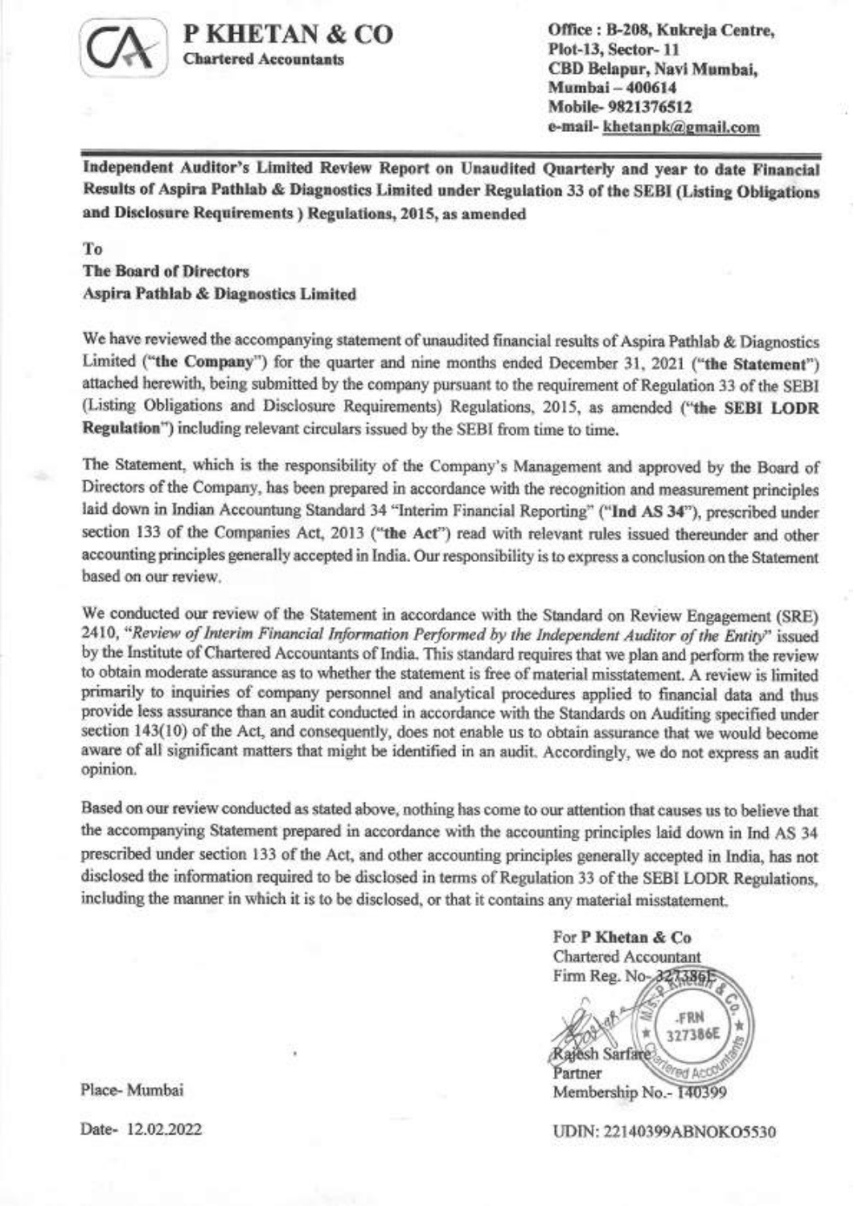**P KHETAN & CO**
**Chartered Accountants**

**Office : B-208, Kukreja Centre,**
**Plot-13, Sector- 11**
**CBD Belapur, Navi Mumbai,**
**Mumbai – 400614**
**Mobile- 9821376512**
**e-mail- khetanpk@gmail.com**

---

**Independent Auditor's Limited Review Report on Unaudited Quarterly and year to date Financial Results of Aspira Pathlab & Diagnostics Limited under Regulation 33 of the SEBI (Listing Obligations and Disclosure Requirements ) Regulations, 2015, as amended**

To
**The Board of Directors**
**Aspira Pathlab & Diagnostics Limited**

We have reviewed the accompanying statement of unaudited financial results of Aspira Pathlab & Diagnostics Limited ("**the Company**") for the quarter and nine months ended December 31, 2021 ("**the Statement**") attached herewith, being submitted by the company pursuant to the requirement of Regulation 33 of the SEBI (Listing Obligations and Disclosure Requirements) Regulations, 2015, as amended ("**the SEBI LODR Regulation**") including relevant circulars issued by the SEBI from time to time.

The Statement, which is the responsibility of the Company's Management and approved by the Board of Directors of the Company, has been prepared in accordance with the recognition and measurement principles laid down in Indian Accountung Standard 34 "Interim Financial Reporting" ("**Ind AS 34**"), prescribed under section 133 of the Companies Act, 2013 ("**the Act**") read with relevant rules issued thereunder and other accounting principles generally accepted in India. Our responsibility is to express a conclusion on the Statement based on our review.

We conducted our review of the Statement in accordance with the Standard on Review Engagement (SRE) 2410, "*Review of Interim Financial Information Performed by the Independent Auditor of the Entity*" issued by the Institute of Chartered Accountants of India. This standard requires that we plan and perform the review to obtain moderate assurance as to whether the statement is free of material misstatement. A review is limited primarily to inquiries of company personnel and analytical procedures applied to financial data and thus provide less assurance than an audit conducted in accordance with the Standards on Auditing specified under section 143(10) of the Act, and consequently, does not enable us to obtain assurance that we would become aware of all significant matters that might be identified in an audit. Accordingly, we do not express an audit opinion.

Based on our review conducted as stated above, nothing has come to our attention that causes us to believe that the accompanying Statement prepared in accordance with the accounting principles laid down in Ind AS 34 prescribed under section 133 of the Act, and other accounting principles generally accepted in India, has not disclosed the information required to be disclosed in terms of Regulation 33 of the SEBI LODR Regulations, including the manner in which it is to be disclosed, or that it contains any material misstatement.

For P Khetan & Co
Chartered Accountant
Firm Reg. No- 327386E

Rajesh Sarfare
Partner
Membership No.- 140399

UDIN: 22140399ABNOKO5530

Place- Mumbai

Date- 12.02.2022